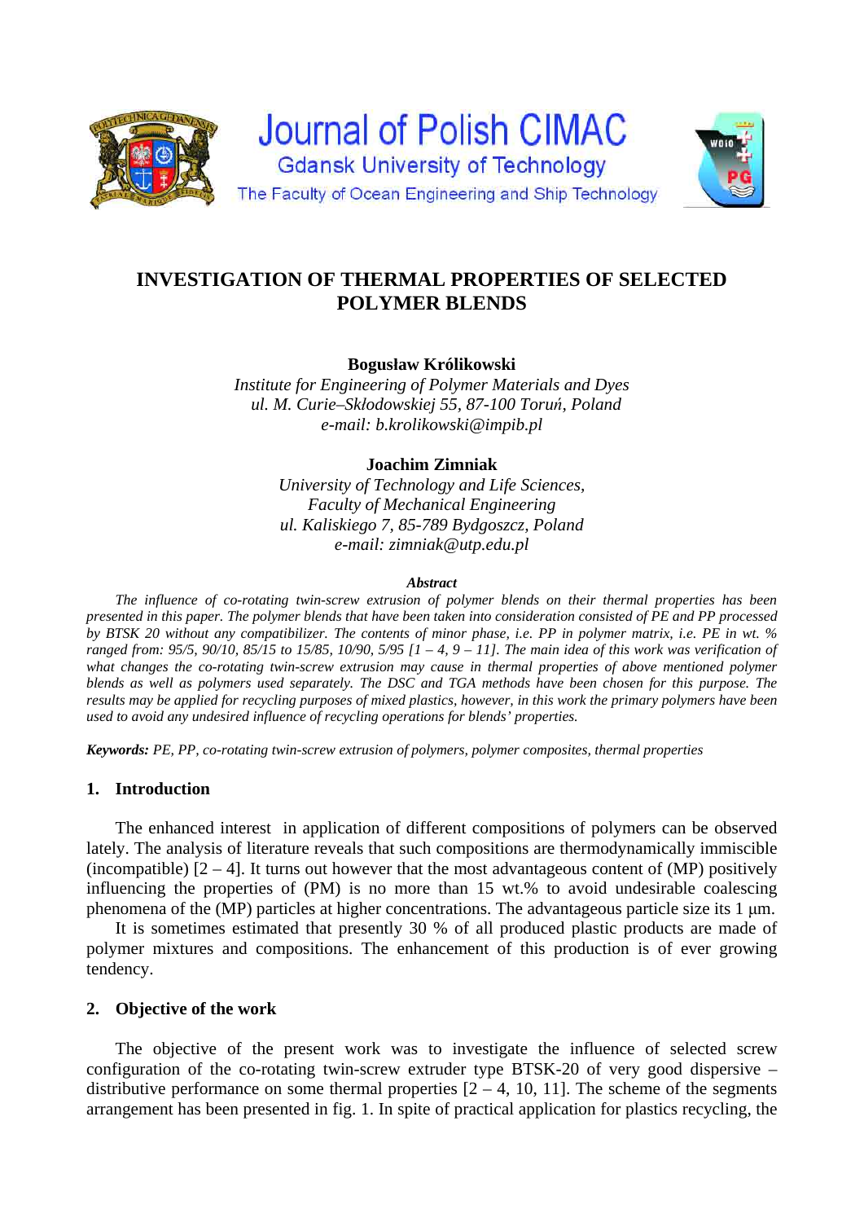Journal of Polish CIMAC

Gdansk University of Technology

The Faculty of Ocean Engineering and Ship Technology

# INVESTIGATION OF THERMAL PROPERTIES OF SELECTED POLYMER BLENDS

**Bogusław Królikowski**

*Institute for Engineering of Polymer Materials and Dyes*
*ul. M. Curie–Skłodowskiej 55, 87-100 Toruń, Poland*
*e-mail: b.krolikowski@impib.pl*

**Joachim Zimniak**

*University of Technology and Life Sciences,*
*Faculty of Mechanical Engineering*
*ul. Kaliskiego 7, 85-789 Bydgoszcz, Poland*
*e-mail: zimniak@utp.edu.pl*

***Abstract***

*The influence of co-rotating twin-screw extrusion of polymer blends on their thermal properties has been presented in this paper. The polymer blends that have been taken into consideration consisted of PE and PP processed by BTSK 20 without any compatibilizer. The contents of minor phase, i.e. PP in polymer matrix, i.e. PE in wt. % ranged from: 95/5, 90/10, 85/15 to 15/85, 10/90, 5/95 [1 – 4, 9 – 11]. The main idea of this work was verification of what changes the co-rotating twin-screw extrusion may cause in thermal properties of above mentioned polymer blends as well as polymers used separately. The DSC and TGA methods have been chosen for this purpose. The results may be applied for recycling purposes of mixed plastics, however, in this work the primary polymers have been used to avoid any undesired influence of recycling operations for blends' properties.*

***Keywords:*** *PE, PP, co-rotating twin-screw extrusion of polymers, polymer composites, thermal properties*

## 1. Introduction

The enhanced interest in application of different compositions of polymers can be observed lately. The analysis of literature reveals that such compositions are thermodynamically immiscible (incompatible) [2 – 4]. It turns out however that the most advantageous content of (MP) positively influencing the properties of (PM) is no more than 15 wt.% to avoid undesirable coalescing phenomena of the (MP) particles at higher concentrations. The advantageous particle size its 1 μm.

It is sometimes estimated that presently 30 % of all produced plastic products are made of polymer mixtures and compositions. The enhancement of this production is of ever growing tendency.

## 2. Objective of the work

The objective of the present work was to investigate the influence of selected screw configuration of the co-rotating twin-screw extruder type BTSK-20 of very good dispersive – distributive performance on some thermal properties [2 – 4, 10, 11]. The scheme of the segments arrangement has been presented in fig. 1. In spite of practical application for plastics recycling, the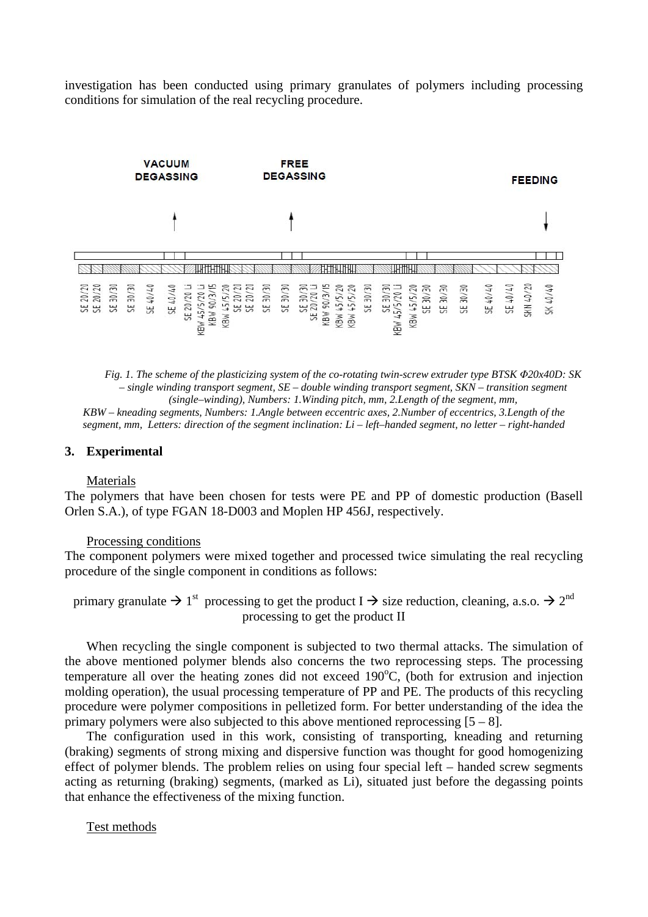investigation has been conducted using primary granulates of polymers including processing conditions for simulation of the real recycling procedure.

*Fig. 1. The scheme of the plasticizing system of the co-rotating twin-screw extruder type BTSK Φ20x40D: SK – single winding transport segment, SE – double winding transport segment, SKN – transition segment (single–winding), Numbers: 1.Winding pitch, mm, 2.Length of the segment, mm, KBW – kneading segments, Numbers: 1.Angle between eccentric axes, 2.Number of eccentrics, 3.Length of the segment, mm, Letters: direction of the segment inclination: Li – left–handed segment, no letter – right-handed*

## 3. Experimental

Materials

The polymers that have been chosen for tests were PE and PP of domestic production (Basell Orlen S.A.), of type FGAN 18-D003 and Moplen HP 456J, respectively.

Processing conditions

The component polymers were mixed together and processed twice simulating the real recycling procedure of the single component in conditions as follows:

primary granulate → 1st processing to get the product I → size reduction, cleaning, a.s.o. → 2nd processing to get the product II

When recycling the single component is subjected to two thermal attacks. The simulation of the above mentioned polymer blends also concerns the two reprocessing steps. The processing temperature all over the heating zones did not exceed 190°C, (both for extrusion and injection molding operation), the usual processing temperature of PP and PE. The products of this recycling procedure were polymer compositions in pelletized form. For better understanding of the idea the primary polymers were also subjected to this above mentioned reprocessing [5 – 8].

The configuration used in this work, consisting of transporting, kneading and returning (braking) segments of strong mixing and dispersive function was thought for good homogenizing effect of polymer blends. The problem relies on using four special left – handed screw segments acting as returning (braking) segments, (marked as Li), situated just before the degassing points that enhance the effectiveness of the mixing function.

Test methods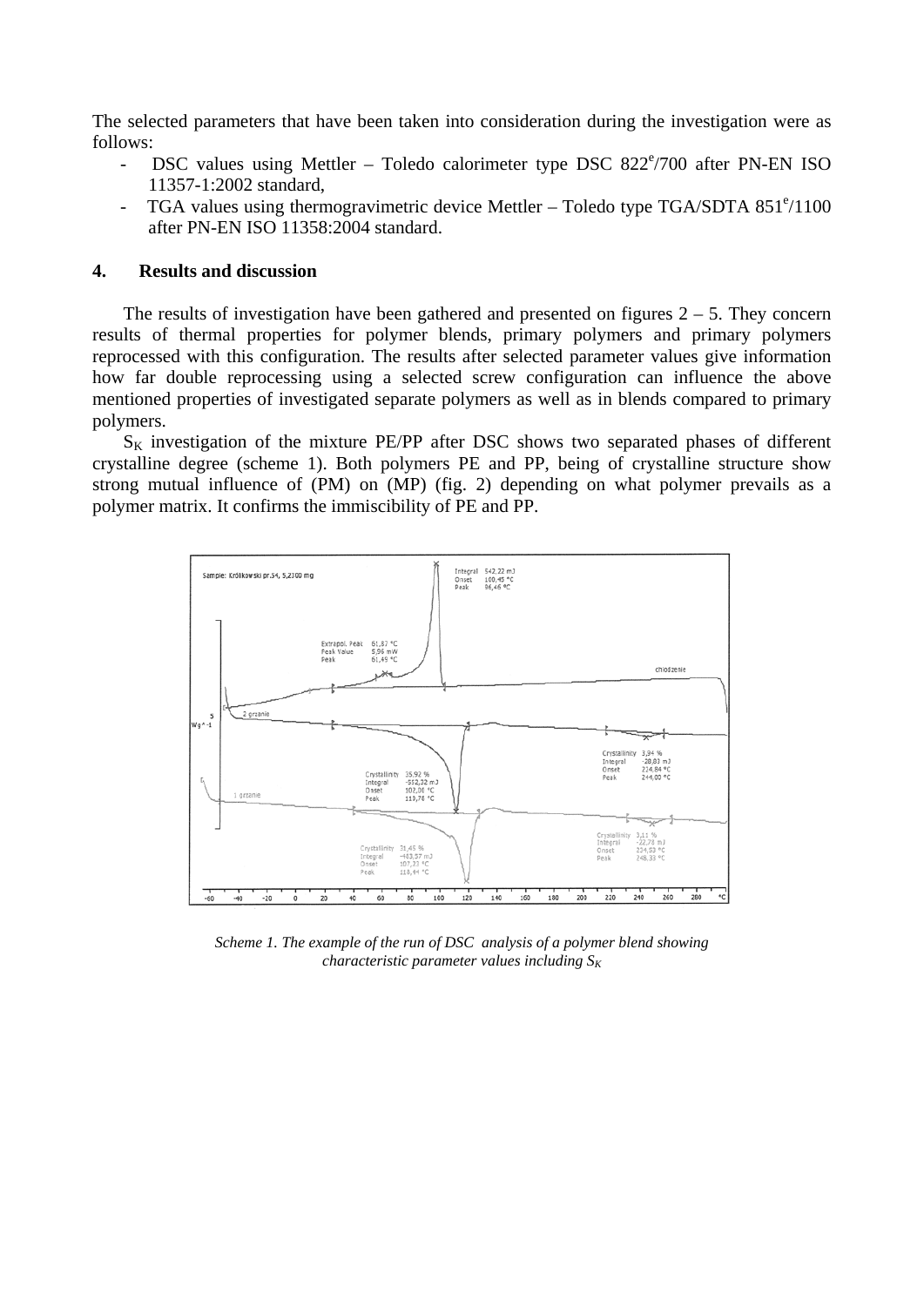The selected parameters that have been taken into consideration during the investigation were as follows:

- DSC values using Mettler – Toledo calorimeter type DSC 822$^e$/700 after PN-EN ISO 11357-1:2002 standard,
- TGA values using thermogravimetric device Mettler – Toledo type TGA/SDTA 851$^e$/1100 after PN-EN ISO 11358:2004 standard.

## 4. Results and discussion

The results of investigation have been gathered and presented on figures 2 – 5. They concern results of thermal properties for polymer blends, primary polymers and primary polymers reprocessed with this configuration. The results after selected parameter values give information how far double reprocessing using a selected screw configuration can influence the above mentioned properties of investigated separate polymers as well as in blends compared to primary polymers.

$S_K$ investigation of the mixture PE/PP after DSC shows two separated phases of different crystalline degree (scheme 1). Both polymers PE and PP, being of crystalline structure show strong mutual influence of (PM) on (MP) (fig. 2) depending on what polymer prevails as a polymer matrix. It confirms the immiscibility of PE and PP.

*Scheme 1. The example of the run of DSC analysis of a polymer blend showing characteristic parameter values including $S_K$*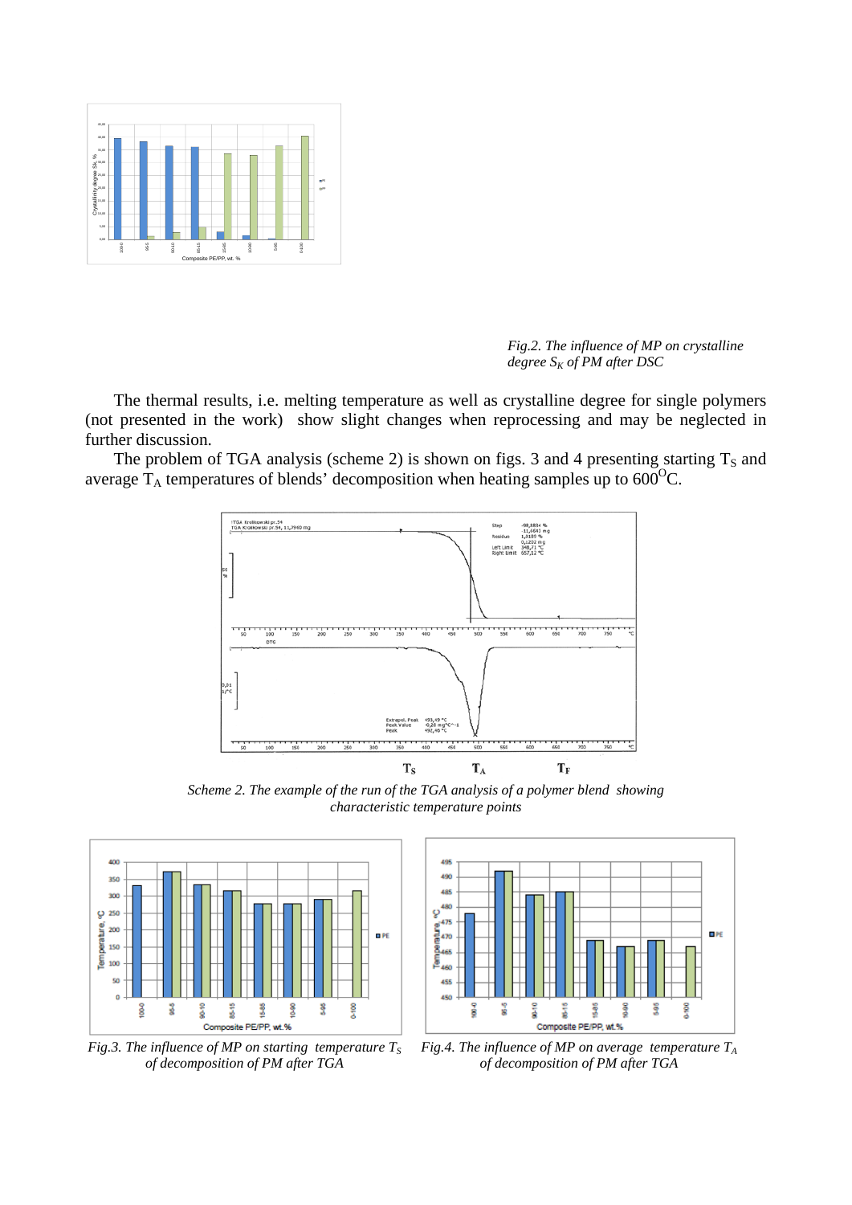*Fig.2. The influence of MP on crystalline degree $S_K$ of PM after DSC*

The thermal results, i.e. melting temperature as well as crystalline degree for single polymers (not presented in the work) show slight changes when reprocessing and may be neglected in further discussion.

The problem of TGA analysis (scheme 2) is shown on figs. 3 and 4 presenting starting $T_S$ and average $T_A$ temperatures of blends' decomposition when heating samples up to 600$^{O}$C.

*Scheme 2. The example of the run of the TGA analysis of a polymer blend showing characteristic temperature points*

*Fig.3. The influence of MP on starting temperature $T_S$ of decomposition of PM after TGA*

*Fig.4. The influence of MP on average temperature $T_A$ of decomposition of PM after TGA*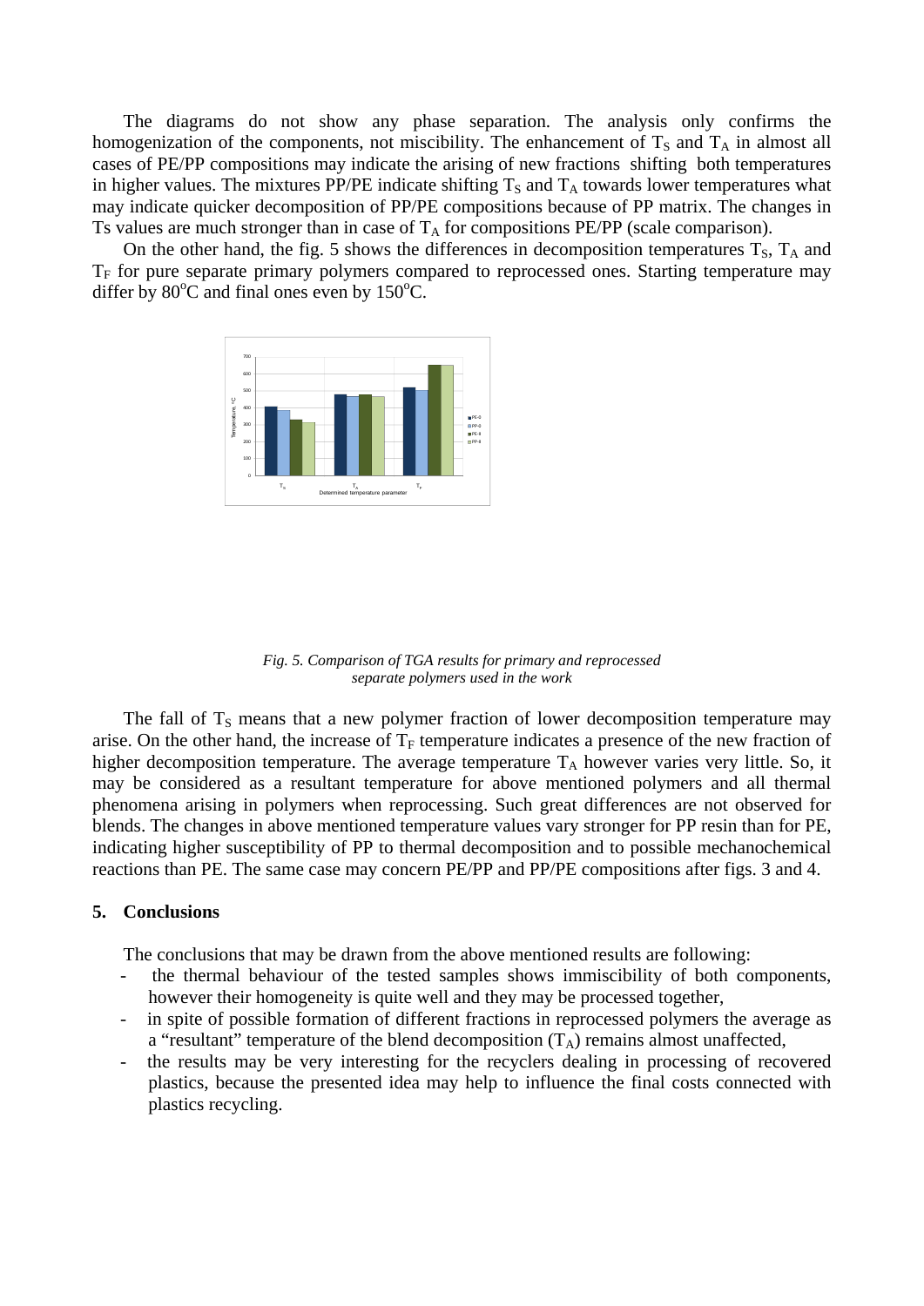The diagrams do not show any phase separation. The analysis only confirms the homogenization of the components, not miscibility. The enhancement of $T_S$ and $T_A$ in almost all cases of PE/PP compositions may indicate the arising of new fractions shifting both temperatures in higher values. The mixtures PP/PE indicate shifting $T_S$ and $T_A$ towards lower temperatures what may indicate quicker decomposition of PP/PE compositions because of PP matrix. The changes in Ts values are much stronger than in case of $T_A$ for compositions PE/PP (scale comparison).

On the other hand, the fig. 5 shows the differences in decomposition temperatures $T_S$, $T_A$ and $T_F$ for pure separate primary polymers compared to reprocessed ones. Starting temperature may differ by 80°C and final ones even by 150°C.

*Fig. 5. Comparison of TGA results for primary and reprocessed separate polymers used in the work*

The fall of $T_S$ means that a new polymer fraction of lower decomposition temperature may arise. On the other hand, the increase of $T_F$ temperature indicates a presence of the new fraction of higher decomposition temperature. The average temperature $T_A$ however varies very little. So, it may be considered as a resultant temperature for above mentioned polymers and all thermal phenomena arising in polymers when reprocessing. Such great differences are not observed for blends. The changes in above mentioned temperature values vary stronger for PP resin than for PE, indicating higher susceptibility of PP to thermal decomposition and to possible mechanochemical reactions than PE. The same case may concern PE/PP and PP/PE compositions after figs. 3 and 4.

## 5. Conclusions

The conclusions that may be drawn from the above mentioned results are following:

- the thermal behaviour of the tested samples shows immiscibility of both components, however their homogeneity is quite well and they may be processed together,
- in spite of possible formation of different fractions in reprocessed polymers the average as a "resultant" temperature of the blend decomposition ($T_A$) remains almost unaffected,
- the results may be very interesting for the recyclers dealing in processing of recovered plastics, because the presented idea may help to influence the final costs connected with plastics recycling.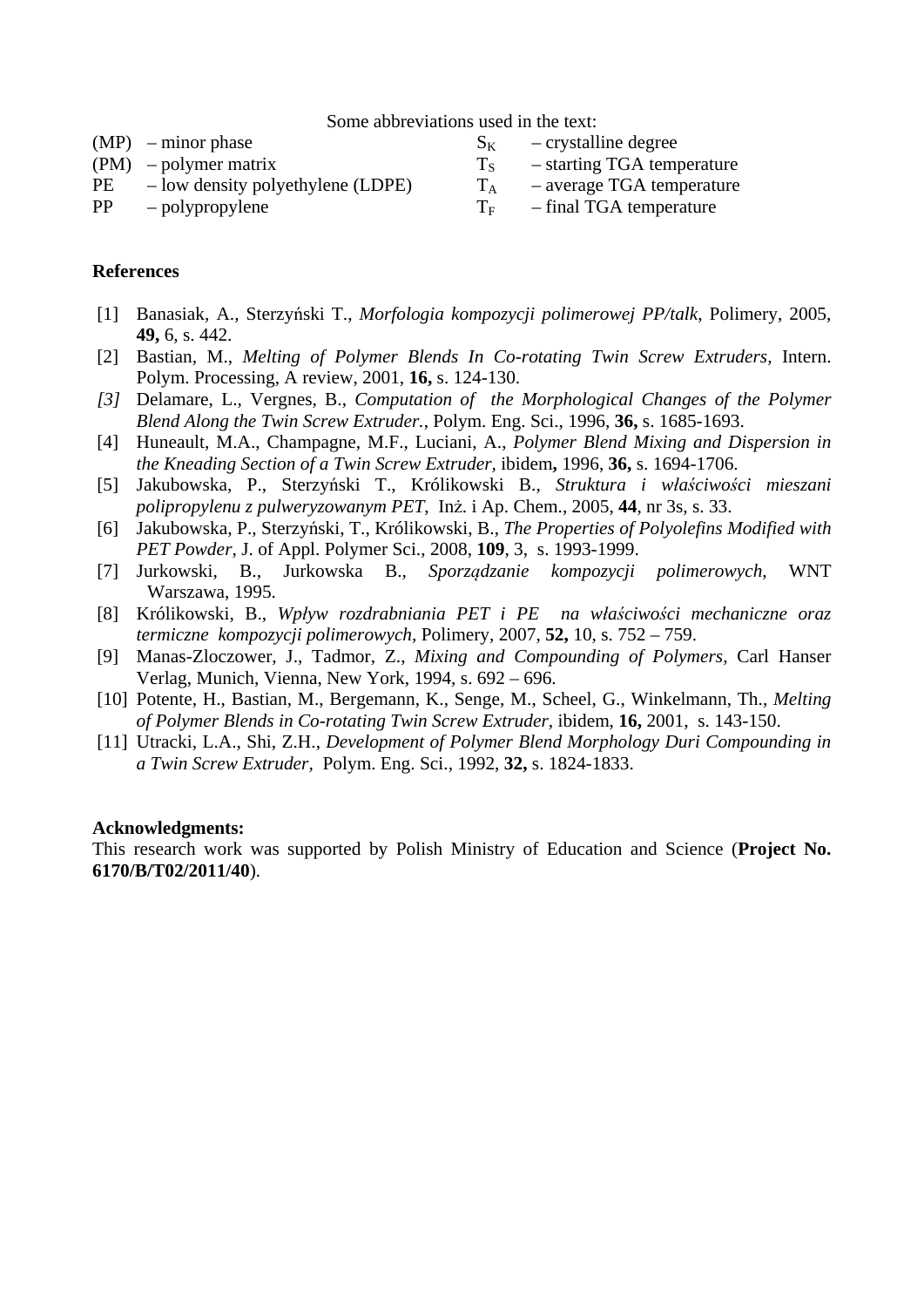Some abbreviations used in the text:

| | | | |
|---|---|---|---|
| (MP) | – minor phase | $S_K$ | – crystalline degree |
| (PM) | – polymer matrix | $T_S$ | – starting TGA temperature |
| PE | – low density polyethylene (LDPE) | $T_A$ | – average TGA temperature |
| PP | – polypropylene | $T_F$ | – final TGA temperature |

## References

[1] Banasiak, A., Sterzyński T., *Morfologia kompozycji polimerowej PP/talk*, Polimery, 2005, **49,** 6, s. 442.

[2] Bastian, M., *Melting of Polymer Blends In Co-rotating Twin Screw Extruders,* Intern. Polym. Processing, A review, 2001, **16,** s. 124-130.

*[3]* Delamare, L., Vergnes, B., *Computation of the Morphological Changes of the Polymer Blend Along the Twin Screw Extruder.,* Polym. Eng. Sci., 1996, **36,** s. 1685-1693.

[4] Huneault, M.A., Champagne, M.F., Luciani, A., *Polymer Blend Mixing and Dispersion in the Kneading Section of a Twin Screw Extruder,* ibidem**,** 1996, **36,** s. 1694-1706.

[5] Jakubowska, P., Sterzyński T., Królikowski B., *Struktura i właściwości mieszani polipropylenu z pulweryzowanym PET,* Inż. i Ap. Chem., 2005, **44**, nr 3s, s. 33.

[6] Jakubowska, P., Sterzyński, T., Królikowski, B., *The Properties of Polyolefins Modified with PET Powder*, J. of Appl. Polymer Sci., 2008, **109**, 3, s. 1993-1999.

[7] Jurkowski, B., Jurkowska B., *Sporządzanie kompozycji polimerowych*, WNT Warszawa, 1995.

[8] Królikowski, B., *Wpływ rozdrabniania PET i PE na właściwości mechaniczne oraz termiczne kompozycji polimerowych*, Polimery, 2007, **52,** 10, s. 752 – 759.

[9] Manas-Zloczower, J., Tadmor, Z., *Mixing and Compounding of Polymers,* Carl Hanser Verlag, Munich, Vienna, New York, 1994, s. 692 – 696.

[10] Potente, H., Bastian, M., Bergemann, K., Senge, M., Scheel, G., Winkelmann, Th., *Melting of Polymer Blends in Co-rotating Twin Screw Extruder*, ibidem, **16,** 2001, s. 143-150.

[11] Utracki, L.A., Shi, Z.H., *Development of Polymer Blend Morphology Duri Compounding in a Twin Screw Extruder,* Polym. Eng. Sci., 1992, **32,** s. 1824-1833.

**Acknowledgments:**

This research work was supported by Polish Ministry of Education and Science (**Project No. 6170/B/T02/2011/40**).